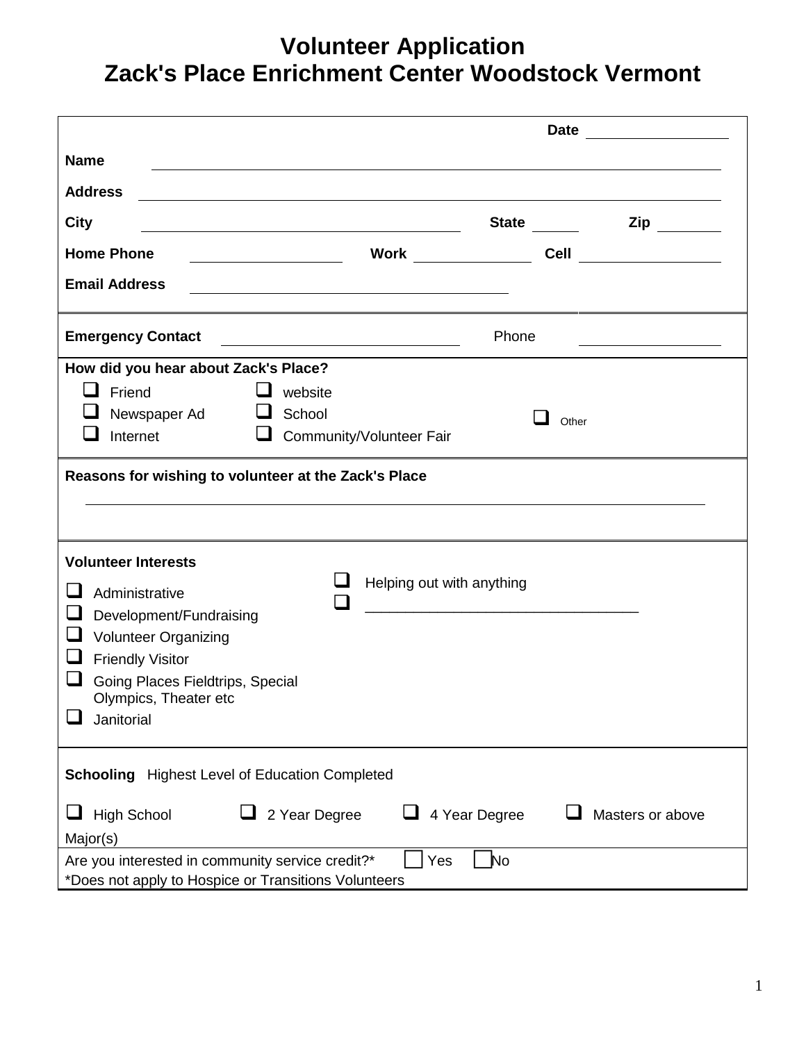# Volunteer Application
# Zack's Place Enrichment Center Woodstock Vermont

**Date** ________________

**Name** ____________________________________________

**Address** ____________________________________________

**City** ______________________ **State** ______ **Zip** ________

**Home Phone** ______________ **Work** ______________ **Cell** ______________

**Email Address** ______________________________

**Emergency Contact** ______________________ Phone ______________

**How did you hear about Zack's Place?**

- ☐ Friend
- ☐ Newspaper Ad
- ☐ Internet
- ☐ website
- ☐ School
- ☐ Community/Volunteer Fair
- ☐ Other

**Reasons for wishing to volunteer at the Zack's Place**

____________________________________________

**Volunteer Interests**

- ☐ Administrative
- ☐ Development/Fundraising
- ☐ Volunteer Organizing
- ☐ Friendly Visitor
- ☐ Going Places Fieldtrips, Special Olympics, Theater etc
- ☐ Janitorial
- ☐ Helping out with anything
- ☐ ________________________________

**Schooling** Highest Level of Education Completed

☐ High School ☐ 2 Year Degree ☐ 4 Year Degree ☐ Masters or above

Major(s)

Are you interested in community service credit?* ☐ Yes ☐ No

*Does not apply to Hospice or Transitions Volunteers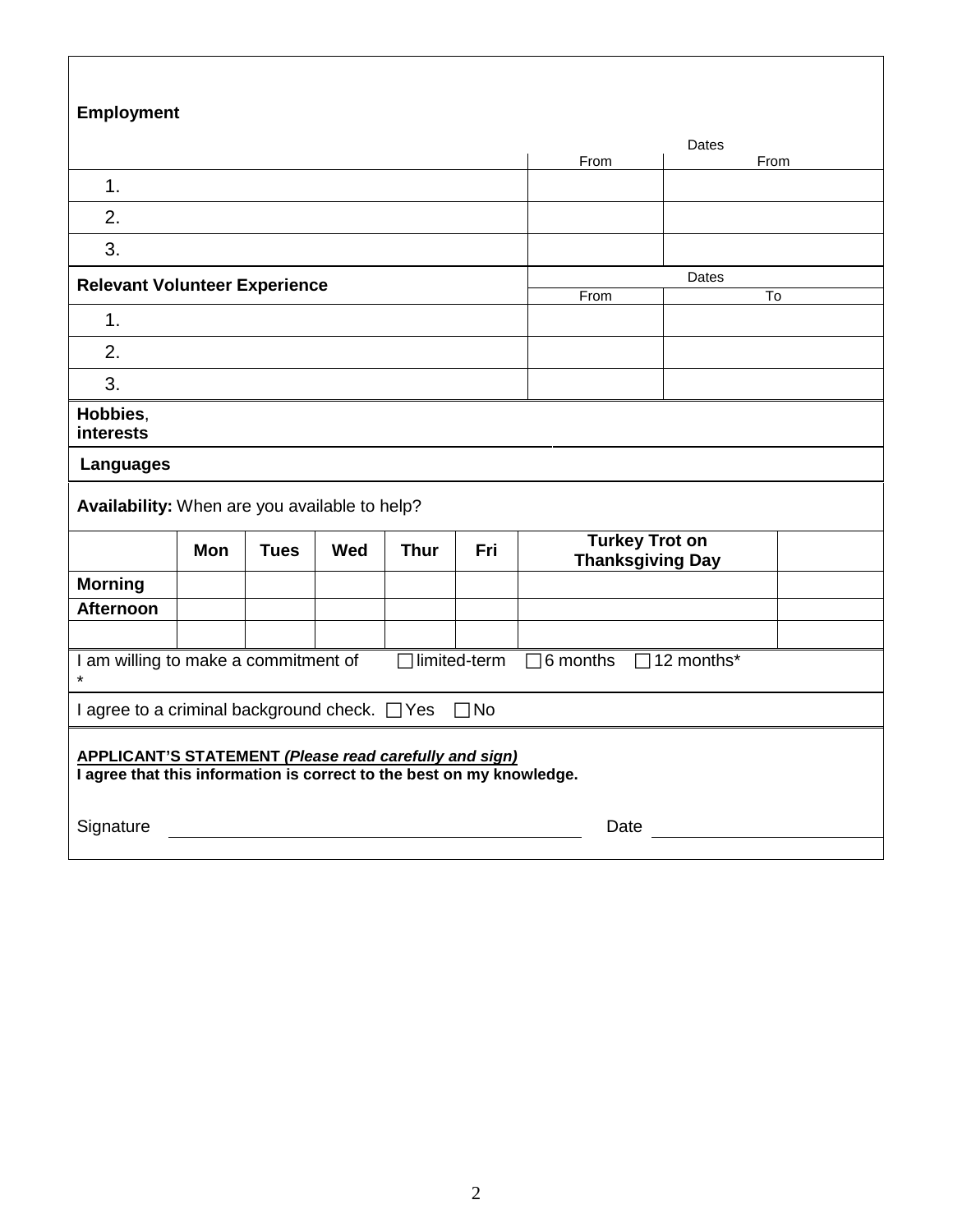**Employment**

| | Dates | |
|---|---|---|
| | From | From |
| 1. | | |
| 2. | | |
| 3. | | |

| **Relevant Volunteer Experience** | Dates | |
|---|---|---|
| | From | To |
| 1. | | |
| 2. | | |
| 3. | | |

**Hobbies**, **interests**

**Languages**

**Availability:** When are you available to help?

| | **Mon** | **Tues** | **Wed** | **Thur** | **Fri** | **Turkey Trot on Thanksgiving Day** | |
|---|---|---|---|---|---|---|---|
| **Morning** | | | | | | | |
| **Afternoon** | | | | | | | |
| | | | | | | | |

I am willing to make a commitment of ☐ limited-term ☐ 6 months ☐ 12 months*

*

I agree to a criminal background check. ☐ Yes ☐ No

**APPLICANT'S STATEMENT *(Please read carefully and sign)***

**I agree that this information is correct to the best on my knowledge.**

Signature \_\_\_\_\_\_\_\_\_\_\_\_\_\_\_\_\_\_\_\_\_\_\_\_\_\_\_\_\_\_\_\_\_\_\_\_\_\_\_\_ Date \_\_\_\_\_\_\_\_\_\_\_\_\_\_\_\_\_\_\_\_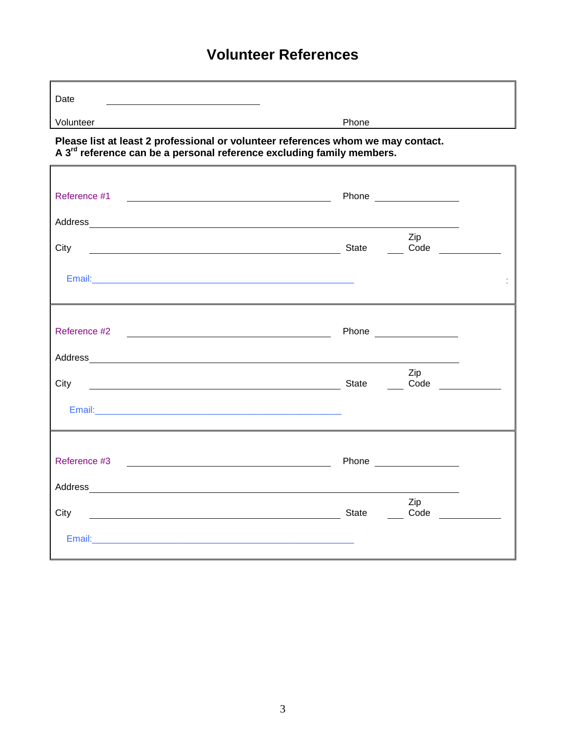# Volunteer References

Date \_\_\_\_\_\_\_\_\_\_\_\_\_\_\_\_\_\_\_\_\_\_\_\_\_\_\_\_\_\_

Volunteer Phone

**Please list at least 2 professional or volunteer references whom we may contact.**
**A 3rd reference can be a personal reference excluding family members.**

Reference #1 \_\_\_\_\_\_\_\_\_\_\_\_\_\_\_\_\_\_\_\_\_\_\_\_\_\_\_\_\_\_\_\_\_\_\_\_\_\_\_\_ Phone \_\_\_\_\_\_\_\_\_\_\_\_\_\_\_\_

Address\_\_\_\_\_\_\_\_\_\_\_\_\_\_\_\_\_\_\_\_\_\_\_\_\_\_\_\_\_\_\_\_\_\_\_\_\_\_\_\_\_\_\_\_\_\_\_\_\_\_\_\_\_\_\_\_\_\_\_\_\_\_\_\_\_\_\_\_\_\_

City \_\_\_\_\_\_\_\_\_\_\_\_\_\_\_\_\_\_\_\_\_\_\_\_\_\_\_\_\_\_\_\_\_\_\_\_\_\_\_\_\_\_\_\_\_\_\_ State \_\_\_ Zip Code \_\_\_\_\_\_\_\_\_\_\_\_

Email:\_\_\_\_\_\_\_\_\_\_\_\_\_\_\_\_\_\_\_\_\_\_\_\_\_\_\_\_\_\_\_\_\_\_\_\_\_\_\_\_\_\_\_\_\_\_\_\_\_\_\_\_\_ :

Reference #2 \_\_\_\_\_\_\_\_\_\_\_\_\_\_\_\_\_\_\_\_\_\_\_\_\_\_\_\_\_\_\_\_\_\_\_\_\_\_\_\_ Phone \_\_\_\_\_\_\_\_\_\_\_\_\_\_\_\_

Address\_\_\_\_\_\_\_\_\_\_\_\_\_\_\_\_\_\_\_\_\_\_\_\_\_\_\_\_\_\_\_\_\_\_\_\_\_\_\_\_\_\_\_\_\_\_\_\_\_\_\_\_\_\_\_\_\_\_\_\_\_\_\_\_\_\_\_\_\_\_

City \_\_\_\_\_\_\_\_\_\_\_\_\_\_\_\_\_\_\_\_\_\_\_\_\_\_\_\_\_\_\_\_\_\_\_\_\_\_\_\_\_\_\_\_\_\_\_ State \_\_\_ Zip Code \_\_\_\_\_\_\_\_\_\_\_\_

Email:\_\_\_\_\_\_\_\_\_\_\_\_\_\_\_\_\_\_\_\_\_\_\_\_\_\_\_\_\_\_\_\_\_\_\_\_\_\_\_\_\_\_\_\_\_\_\_\_\_\_\_

Reference #3 \_\_\_\_\_\_\_\_\_\_\_\_\_\_\_\_\_\_\_\_\_\_\_\_\_\_\_\_\_\_\_\_\_\_\_\_\_\_\_\_ Phone \_\_\_\_\_\_\_\_\_\_\_\_\_\_\_\_

Address\_\_\_\_\_\_\_\_\_\_\_\_\_\_\_\_\_\_\_\_\_\_\_\_\_\_\_\_\_\_\_\_\_\_\_\_\_\_\_\_\_\_\_\_\_\_\_\_\_\_\_\_\_\_\_\_\_\_\_\_\_\_\_\_\_\_\_\_\_\_

City \_\_\_\_\_\_\_\_\_\_\_\_\_\_\_\_\_\_\_\_\_\_\_\_\_\_\_\_\_\_\_\_\_\_\_\_\_\_\_\_\_\_\_\_\_\_\_ State \_\_\_ Zip Code \_\_\_\_\_\_\_\_\_\_\_\_

Email:\_\_\_\_\_\_\_\_\_\_\_\_\_\_\_\_\_\_\_\_\_\_\_\_\_\_\_\_\_\_\_\_\_\_\_\_\_\_\_\_\_\_\_\_\_\_\_\_\_\_\_\_\_